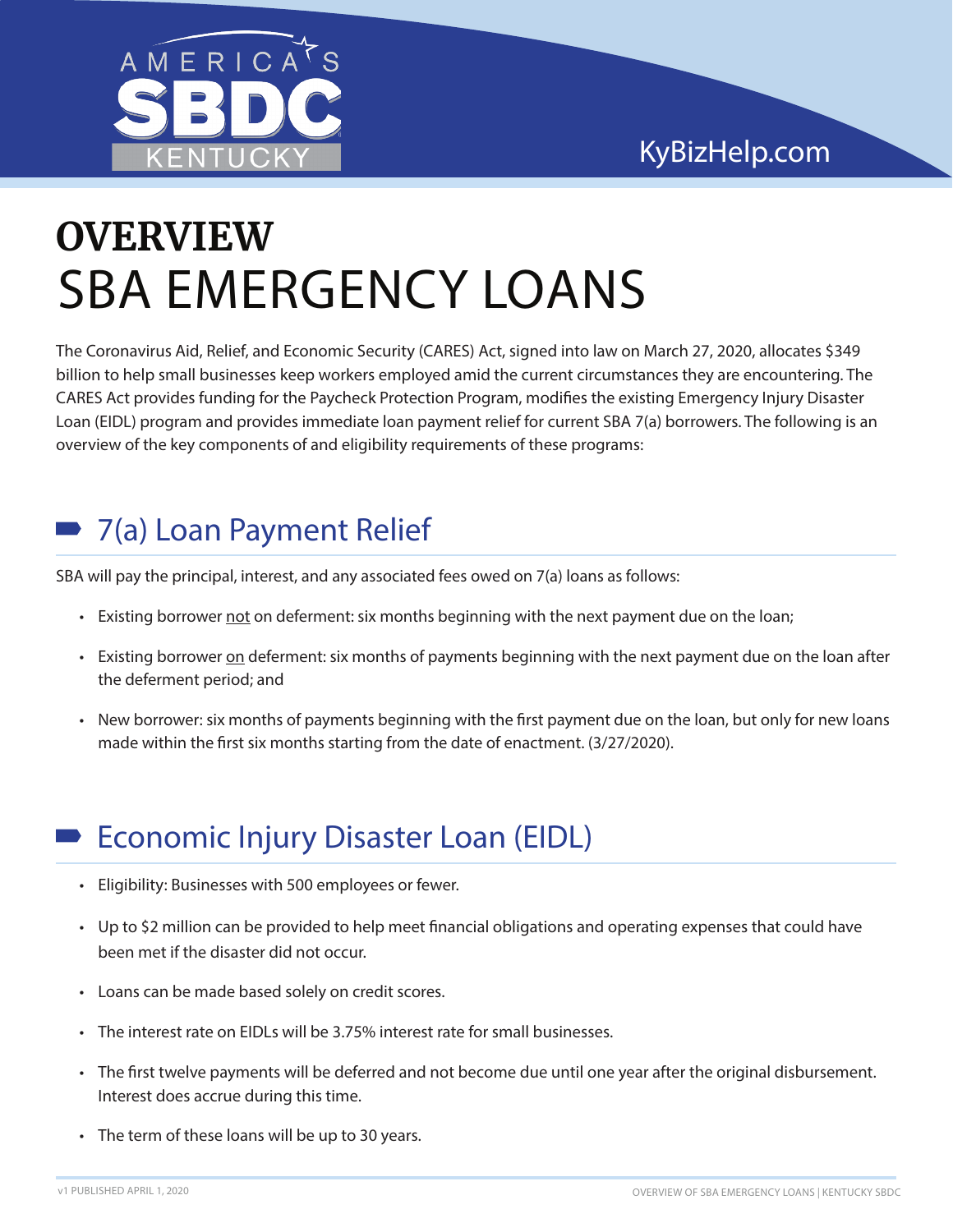# OVERVIEW
# SBA EMERGENCY LOANS

The Coronavirus Aid, Relief, and Economic Security (CARES) Act, signed into law on March 27, 2020, allocates $349 billion to help small businesses keep workers employed amid the current circumstances they are encountering. The CARES Act provides funding for the Paycheck Protection Program, modifies the existing Emergency Injury Disaster Loan (EIDL) program and provides immediate loan payment relief for current SBA 7(a) borrowers. The following is an overview of the key components of and eligibility requirements of these programs:

## 7(a) Loan Payment Relief

SBA will pay the principal, interest, and any associated fees owed on 7(a) loans as follows:

- Existing borrower <u>not</u> on deferment: six months beginning with the next payment due on the loan;
- Existing borrower <u>on</u> deferment: six months of payments beginning with the next payment due on the loan after the deferment period; and
- New borrower: six months of payments beginning with the first payment due on the loan, but only for new loans made within the first six months starting from the date of enactment. (3/27/2020).

## Economic Injury Disaster Loan (EIDL)

- Eligibility: Businesses with 500 employees or fewer.
- Up to $2 million can be provided to help meet financial obligations and operating expenses that could have been met if the disaster did not occur.
- Loans can be made based solely on credit scores.
- The interest rate on EIDLs will be 3.75% interest rate for small businesses.
- The first twelve payments will be deferred and not become due until one year after the original disbursement. Interest does accrue during this time.
- The term of these loans will be up to 30 years.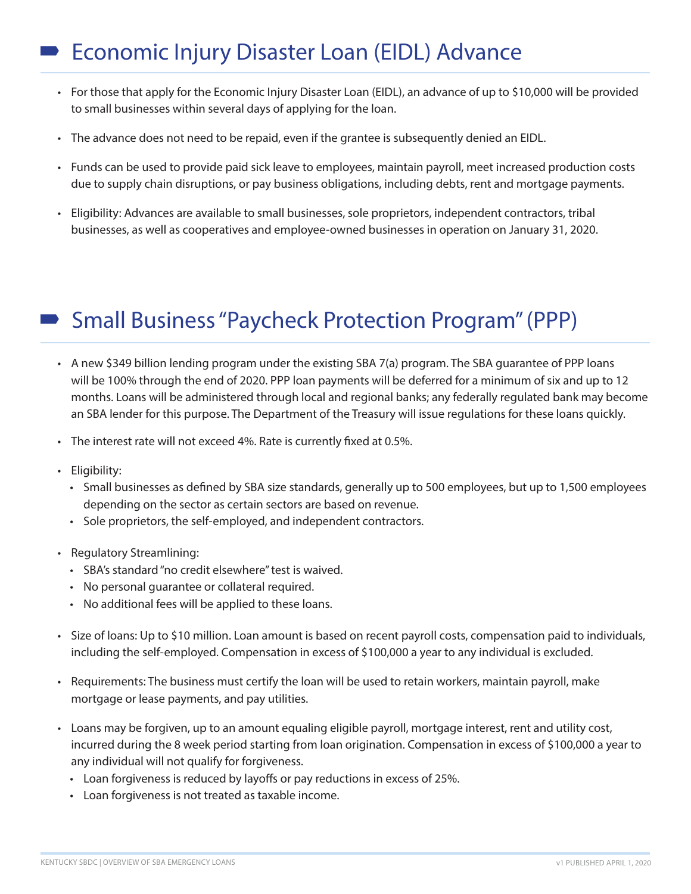## Economic Injury Disaster Loan (EIDL) Advance

- For those that apply for the Economic Injury Disaster Loan (EIDL), an advance of up to $10,000 will be provided to small businesses within several days of applying for the loan.
- The advance does not need to be repaid, even if the grantee is subsequently denied an EIDL.
- Funds can be used to provide paid sick leave to employees, maintain payroll, meet increased production costs due to supply chain disruptions, or pay business obligations, including debts, rent and mortgage payments.
- Eligibility: Advances are available to small businesses, sole proprietors, independent contractors, tribal businesses, as well as cooperatives and employee-owned businesses in operation on January 31, 2020.

## Small Business "Paycheck Protection Program" (PPP)

- A new $349 billion lending program under the existing SBA 7(a) program. The SBA guarantee of PPP loans will be 100% through the end of 2020. PPP loan payments will be deferred for a minimum of six and up to 12 months. Loans will be administered through local and regional banks; any federally regulated bank may become an SBA lender for this purpose. The Department of the Treasury will issue regulations for these loans quickly.
- The interest rate will not exceed 4%. Rate is currently fixed at 0.5%.
- Eligibility:
  - Small businesses as defined by SBA size standards, generally up to 500 employees, but up to 1,500 employees depending on the sector as certain sectors are based on revenue.
  - Sole proprietors, the self-employed, and independent contractors.
- Regulatory Streamlining:
  - SBA's standard "no credit elsewhere" test is waived.
  - No personal guarantee or collateral required.
  - No additional fees will be applied to these loans.
- Size of loans: Up to $10 million. Loan amount is based on recent payroll costs, compensation paid to individuals, including the self-employed. Compensation in excess of $100,000 a year to any individual is excluded.
- Requirements: The business must certify the loan will be used to retain workers, maintain payroll, make mortgage or lease payments, and pay utilities.
- Loans may be forgiven, up to an amount equaling eligible payroll, mortgage interest, rent and utility cost, incurred during the 8 week period starting from loan origination. Compensation in excess of $100,000 a year to any individual will not qualify for forgiveness.
  - Loan forgiveness is reduced by layoffs or pay reductions in excess of 25%.
  - Loan forgiveness is not treated as taxable income.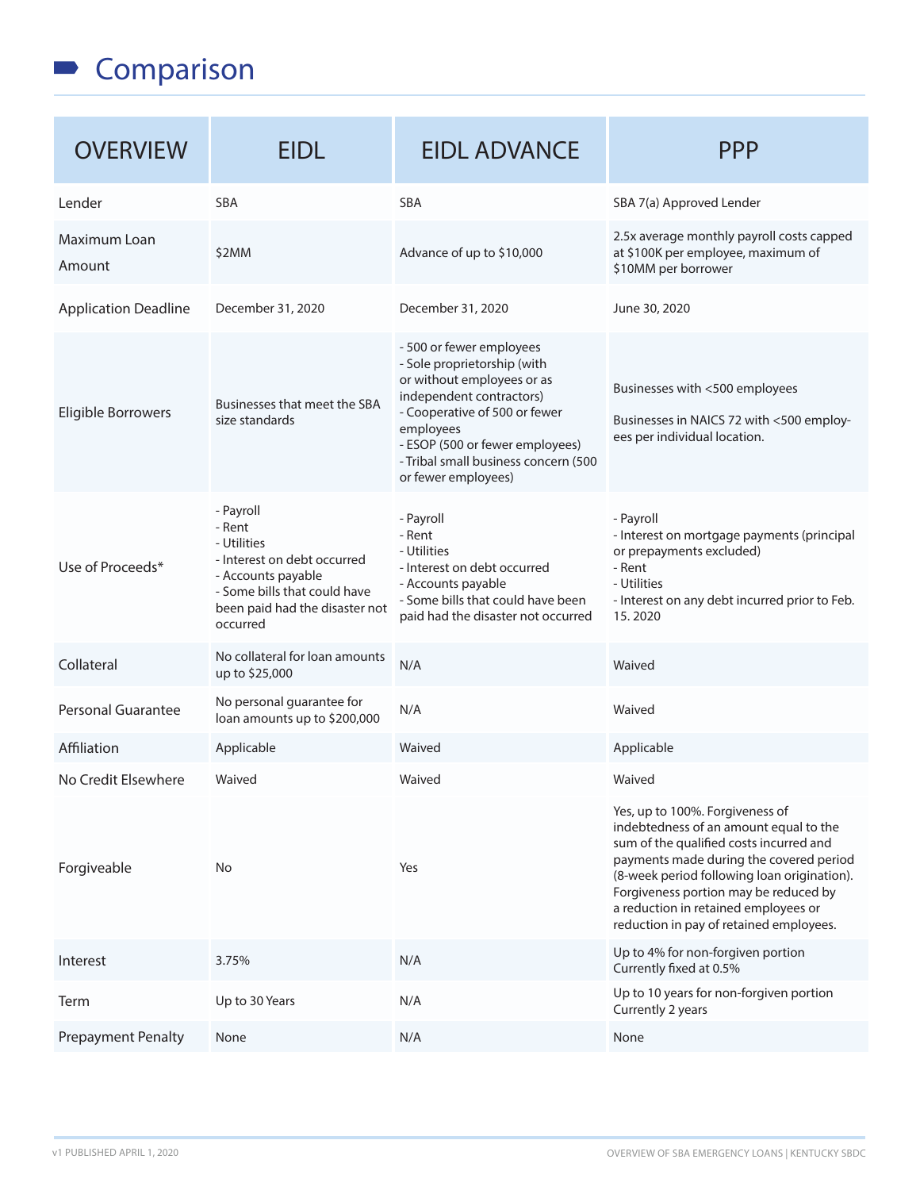# Comparison

| OVERVIEW | EIDL | EIDL ADVANCE | PPP |
|---|---|---|---|
| Lender | SBA | SBA | SBA 7(a) Approved Lender |
| Maximum Loan Amount | $2MM | Advance of up to $10,000 | 2.5x average monthly payroll costs capped at $100K per employee, maximum of $10MM per borrower |
| Application Deadline | December 31, 2020 | December 31, 2020 | June 30, 2020 |
| Eligible Borrowers | Businesses that meet the SBA size standards | - 500 or fewer employees<br>- Sole proprietorship (with or without employees or as independent contractors)<br>- Cooperative of 500 or fewer employees<br>- ESOP (500 or fewer employees)<br>- Tribal small business concern (500 or fewer employees) | Businesses with <500 employees<br><br>Businesses in NAICS 72 with <500 employees per individual location. |
| Use of Proceeds* | - Payroll<br>- Rent<br>- Utilities<br>- Interest on debt occurred<br>- Accounts payable<br>- Some bills that could have been paid had the disaster not occurred | - Payroll<br>- Rent<br>- Utilities<br>- Interest on debt occurred<br>- Accounts payable<br>- Some bills that could have been paid had the disaster not occurred | - Payroll<br>- Interest on mortgage payments (principal or prepayments excluded)<br>- Rent<br>- Utilities<br>- Interest on any debt incurred prior to Feb. 15. 2020 |
| Collateral | No collateral for loan amounts up to $25,000 | N/A | Waived |
| Personal Guarantee | No personal guarantee for loan amounts up to $200,000 | N/A | Waived |
| Affiliation | Applicable | Waived | Applicable |
| No Credit Elsewhere | Waived | Waived | Waived |
| Forgiveable | No | Yes | Yes, up to 100%. Forgiveness of indebtedness of an amount equal to the sum of the qualified costs incurred and payments made during the covered period (8-week period following loan origination). Forgiveness portion may be reduced by a reduction in retained employees or reduction in pay of retained employees. |
| Interest | 3.75% | N/A | Up to 4% for non-forgiven portion<br>Currently fixed at 0.5% |
| Term | Up to 30 Years | N/A | Up to 10 years for non-forgiven portion<br>Currently 2 years |
| Prepayment Penalty | None | N/A | None |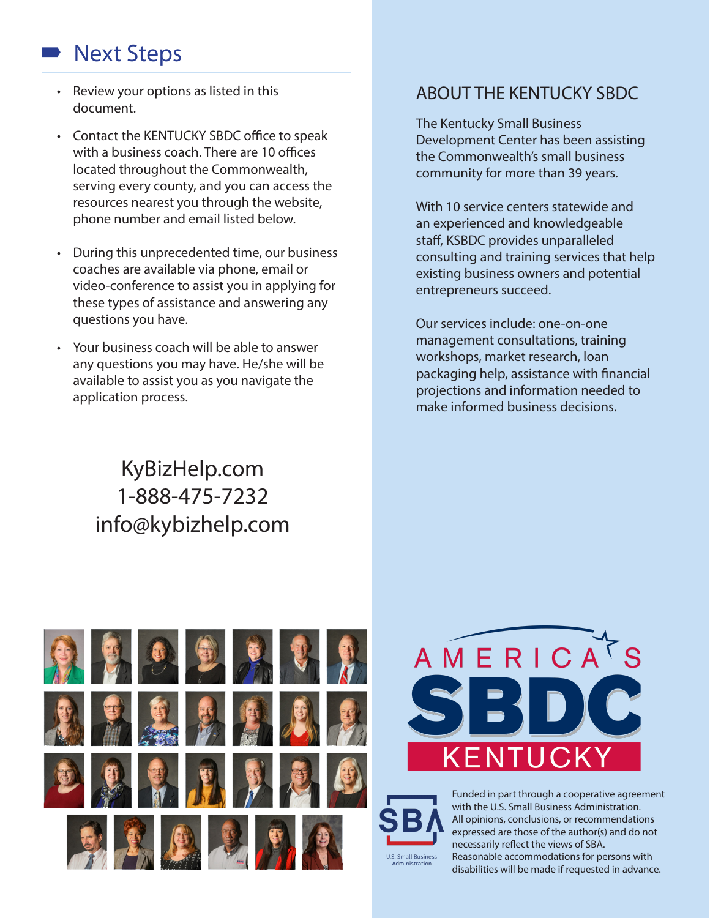## Next Steps

- Review your options as listed in this document.
- Contact the KENTUCKY SBDC office to speak with a business coach. There are 10 offices located throughout the Commonwealth, serving every county, and you can access the resources nearest you through the website, phone number and email listed below.
- During this unprecedented time, our business coaches are available via phone, email or video-conference to assist you in applying for these types of assistance and answering any questions you have.
- Your business coach will be able to answer any questions you may have. He/she will be available to assist you as you navigate the application process.

KyBizHelp.com
1-888-475-7232
info@kybizhelp.com

## ABOUT THE KENTUCKY SBDC

The Kentucky Small Business Development Center has been assisting the Commonwealth's small business community for more than 39 years.

With 10 service centers statewide and an experienced and knowledgeable staff, KSBDC provides unparalleled consulting and training services that help existing business owners and potential entrepreneurs succeed.

Our services include: one-on-one management consultations, training workshops, market research, loan packaging help, assistance with financial projections and information needed to make informed business decisions.

AMERICA'S SBDC KENTUCKY

SBA U.S. Small Business Administration

Funded in part through a cooperative agreement with the U.S. Small Business Administration. All opinions, conclusions, or recommendations expressed are those of the author(s) and do not necessarily reflect the views of SBA. Reasonable accommodations for persons with disabilities will be made if requested in advance.